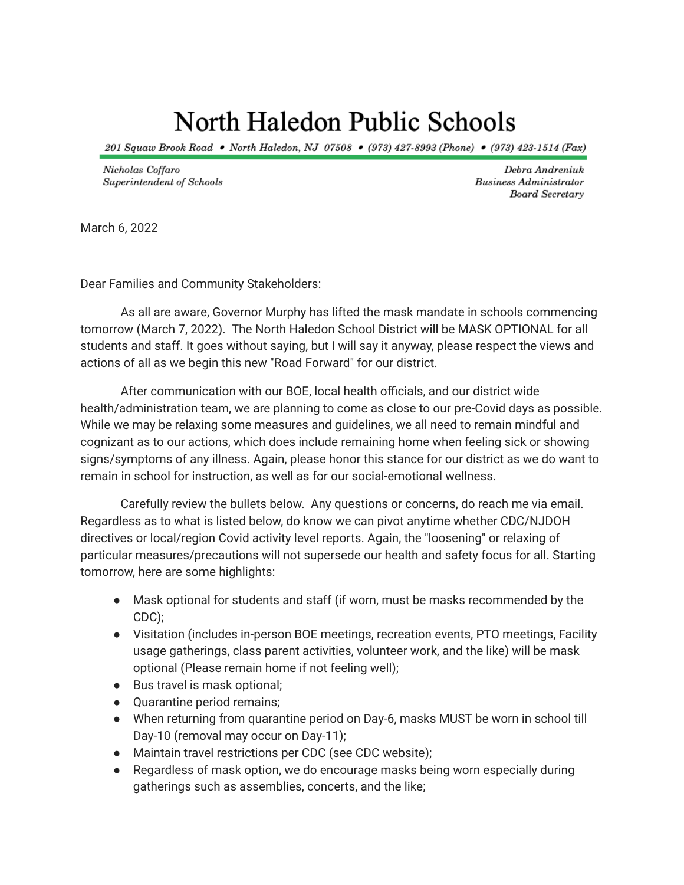# North Haledon Public Schools

*201 Squaw Brook Road • North Haledon, NJ 07508 • (973) 427-8993 (Phone) • (973) 423-1514 (Fax)*

*Nicholas Coffaro*
*Superintendent of Schools*

*Debra Andreniuk*
*Business Administrator*
*Board Secretary*

March 6, 2022

Dear Families and Community Stakeholders:

As all are aware, Governor Murphy has lifted the mask mandate in schools commencing tomorrow (March 7, 2022). The North Haledon School District will be MASK OPTIONAL for all students and staff. It goes without saying, but I will say it anyway, please respect the views and actions of all as we begin this new "Road Forward" for our district.

After communication with our BOE, local health officials, and our district wide health/administration team, we are planning to come as close to our pre-Covid days as possible. While we may be relaxing some measures and guidelines, we all need to remain mindful and cognizant as to our actions, which does include remaining home when feeling sick or showing signs/symptoms of any illness. Again, please honor this stance for our district as we do want to remain in school for instruction, as well as for our social-emotional wellness.

Carefully review the bullets below. Any questions or concerns, do reach me via email. Regardless as to what is listed below, do know we can pivot anytime whether CDC/NJDOH directives or local/region Covid activity level reports. Again, the "loosening" or relaxing of particular measures/precautions will not supersede our health and safety focus for all. Starting tomorrow, here are some highlights:

- Mask optional for students and staff (if worn, must be masks recommended by the CDC);
- Visitation (includes in-person BOE meetings, recreation events, PTO meetings, Facility usage gatherings, class parent activities, volunteer work, and the like) will be mask optional (Please remain home if not feeling well);
- Bus travel is mask optional;
- Quarantine period remains;
- When returning from quarantine period on Day-6, masks MUST be worn in school till Day-10 (removal may occur on Day-11);
- Maintain travel restrictions per CDC (see CDC website);
- Regardless of mask option, we do encourage masks being worn especially during gatherings such as assemblies, concerts, and the like;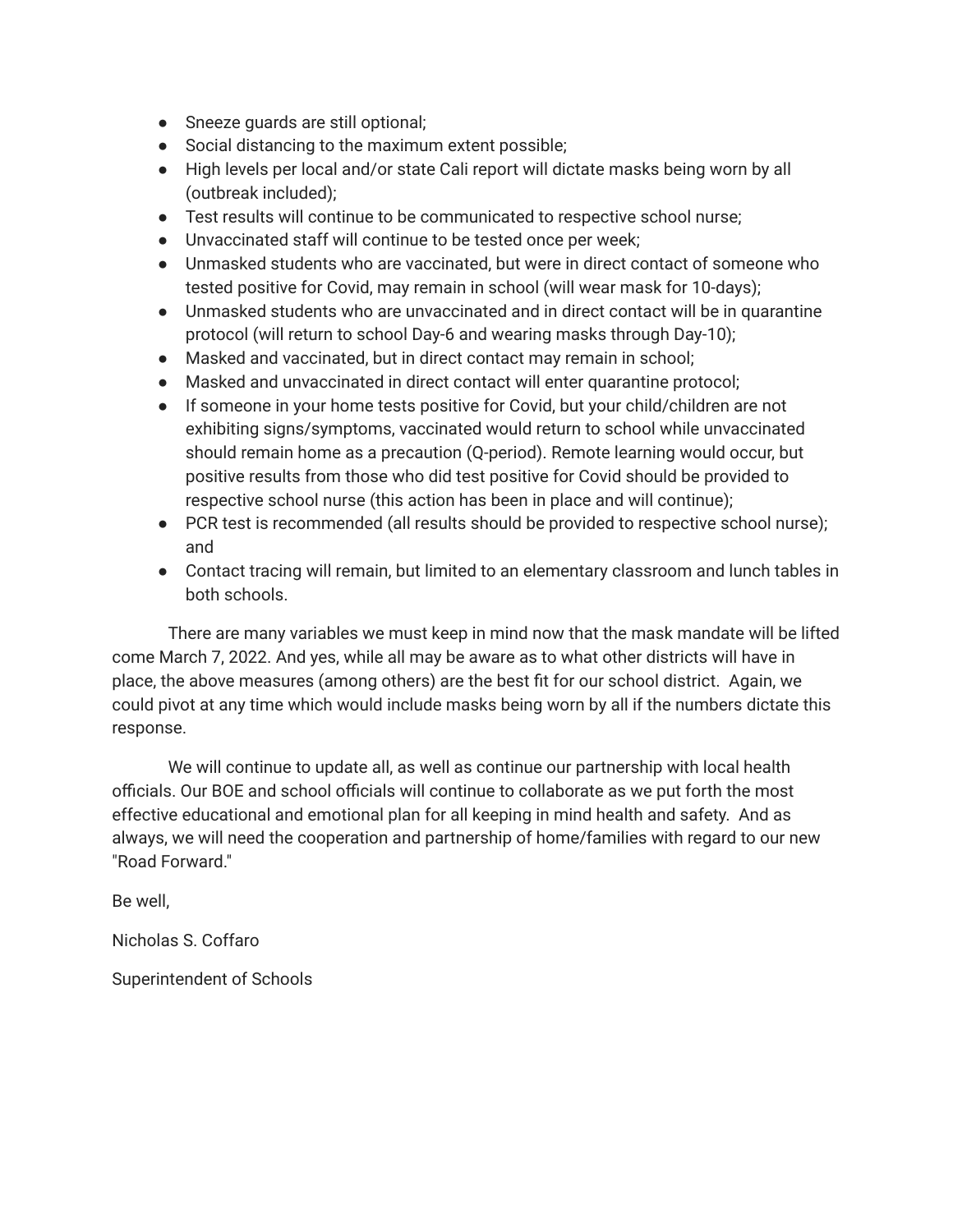- Sneeze guards are still optional;
- Social distancing to the maximum extent possible;
- High levels per local and/or state Cali report will dictate masks being worn by all (outbreak included);
- Test results will continue to be communicated to respective school nurse;
- Unvaccinated staff will continue to be tested once per week;
- Unmasked students who are vaccinated, but were in direct contact of someone who tested positive for Covid, may remain in school (will wear mask for 10-days);
- Unmasked students who are unvaccinated and in direct contact will be in quarantine protocol (will return to school Day-6 and wearing masks through Day-10);
- Masked and vaccinated, but in direct contact may remain in school;
- Masked and unvaccinated in direct contact will enter quarantine protocol;
- If someone in your home tests positive for Covid, but your child/children are not exhibiting signs/symptoms, vaccinated would return to school while unvaccinated should remain home as a precaution (Q-period). Remote learning would occur, but positive results from those who did test positive for Covid should be provided to respective school nurse (this action has been in place and will continue);
- PCR test is recommended (all results should be provided to respective school nurse); and
- Contact tracing will remain, but limited to an elementary classroom and lunch tables in both schools.

There are many variables we must keep in mind now that the mask mandate will be lifted come March 7, 2022. And yes, while all may be aware as to what other districts will have in place, the above measures (among others) are the best fit for our school district. Again, we could pivot at any time which would include masks being worn by all if the numbers dictate this response.

We will continue to update all, as well as continue our partnership with local health officials. Our BOE and school officials will continue to collaborate as we put forth the most effective educational and emotional plan for all keeping in mind health and safety. And as always, we will need the cooperation and partnership of home/families with regard to our new "Road Forward."

Be well,

Nicholas S. Coffaro

Superintendent of Schools